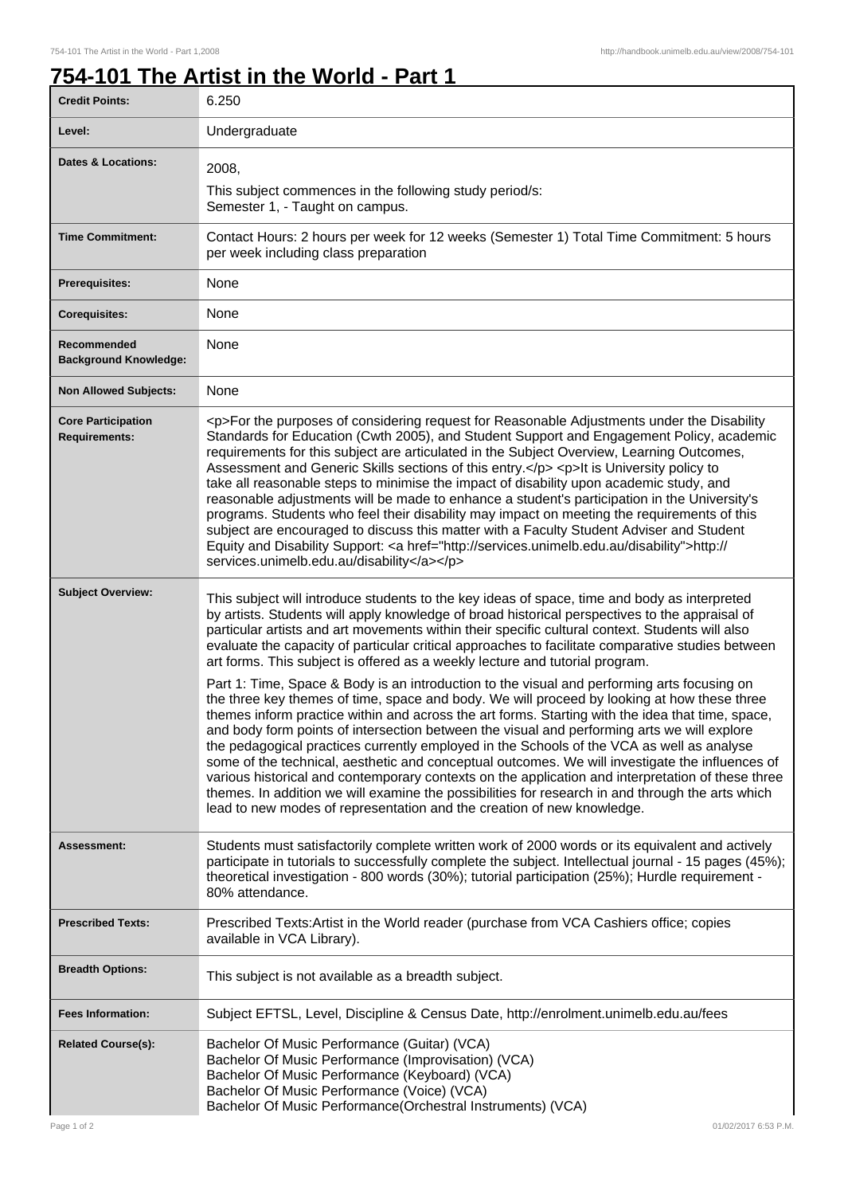# 754-101 The Artist in the World - Part 1

| | |
|---|---|
| **Credit Points:** | 6.250 |
| **Level:** | Undergraduate |
| **Dates & Locations:** | 2008,<br>This subject commences in the following study period/s:<br>Semester 1, - Taught on campus. |
| **Time Commitment:** | Contact Hours: 2 hours per week for 12 weeks (Semester 1) Total Time Commitment: 5 hours per week including class preparation |
| **Prerequisites:** | None |
| **Corequisites:** | None |
| **Recommended Background Knowledge:** | None |
| **Non Allowed Subjects:** | None |
| **Core Participation Requirements:** | <p>For the purposes of considering request for Reasonable Adjustments under the Disability Standards for Education (Cwth 2005), and Student Support and Engagement Policy, academic requirements for this subject are articulated in the Subject Overview, Learning Outcomes, Assessment and Generic Skills sections of this entry.</p> <p>It is University policy to take all reasonable steps to minimise the impact of disability upon academic study, and reasonable adjustments will be made to enhance a student's participation in the University's programs. Students who feel their disability may impact on meeting the requirements of this subject are encouraged to discuss this matter with a Faculty Student Adviser and Student Equity and Disability Support: <a href="http://services.unimelb.edu.au/disability">http://services.unimelb.edu.au/disability</a></p> |
| **Subject Overview:** | This subject will introduce students to the key ideas of space, time and body as interpreted by artists. Students will apply knowledge of broad historical perspectives to the appraisal of particular artists and art movements within their specific cultural context. Students will also evaluate the capacity of particular critical approaches to facilitate comparative studies between art forms. This subject is offered as a weekly lecture and tutorial program.<br><br>Part 1: Time, Space & Body is an introduction to the visual and performing arts focusing on the three key themes of time, space and body. We will proceed by looking at how these three themes inform practice within and across the art forms. Starting with the idea that time, space, and body form points of intersection between the visual and performing arts we will explore the pedagogical practices currently employed in the Schools of the VCA as well as analyse some of the technical, aesthetic and conceptual outcomes. We will investigate the influences of various historical and contemporary contexts on the application and interpretation of these three themes. In addition we will examine the possibilities for research in and through the arts which lead to new modes of representation and the creation of new knowledge. |
| **Assessment:** | Students must satisfactorily complete written work of 2000 words or its equivalent and actively participate in tutorials to successfully complete the subject. Intellectual journal - 15 pages (45%); theoretical investigation - 800 words (30%); tutorial participation (25%); Hurdle requirement - 80% attendance. |
| **Prescribed Texts:** | Prescribed Texts:Artist in the World reader (purchase from VCA Cashiers office; copies available in VCA Library). |
| **Breadth Options:** | This subject is not available as a breadth subject. |
| **Fees Information:** | Subject EFTSL, Level, Discipline & Census Date, http://enrolment.unimelb.edu.au/fees |
| **Related Course(s):** | Bachelor Of Music Performance (Guitar) (VCA)<br>Bachelor Of Music Performance (Improvisation) (VCA)<br>Bachelor Of Music Performance (Keyboard) (VCA)<br>Bachelor Of Music Performance (Voice) (VCA)<br>Bachelor Of Music Performance(Orchestral Instruments) (VCA) |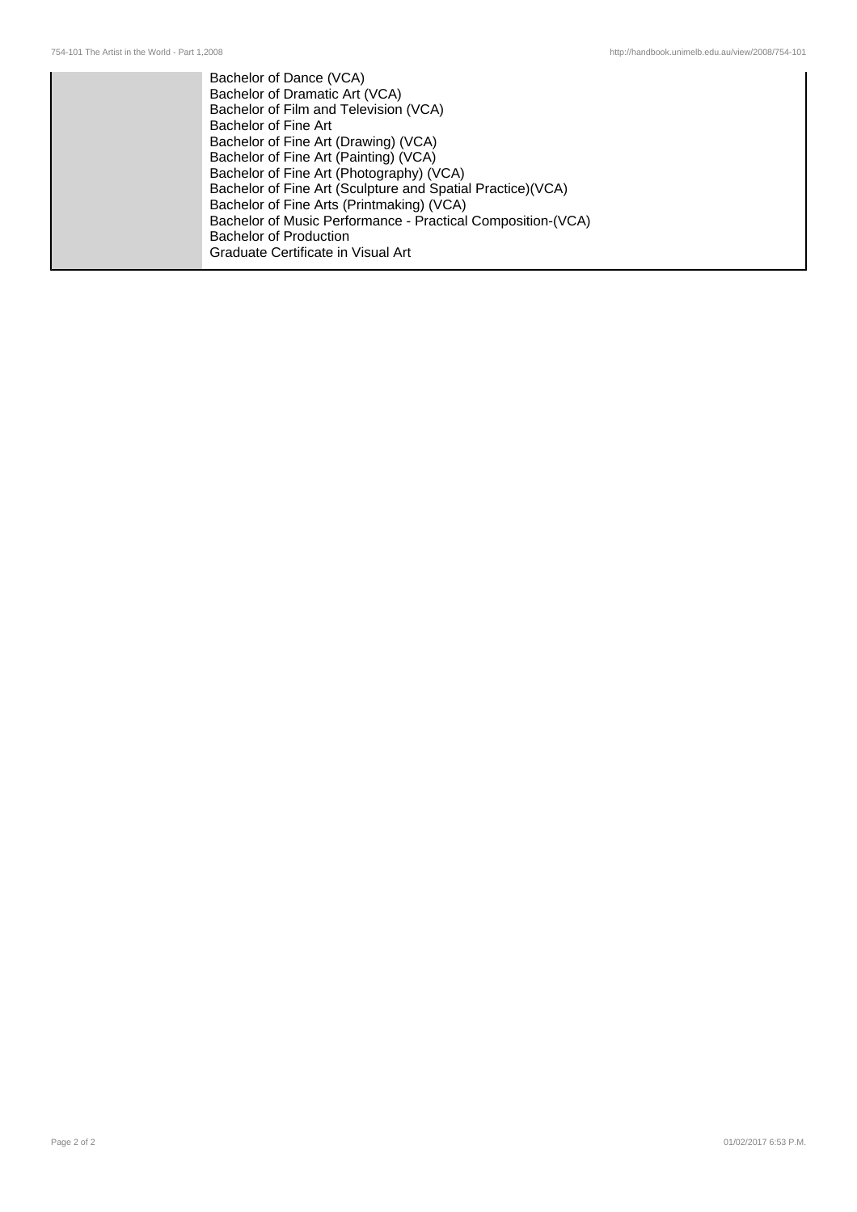| | |
|---|---|
| | Bachelor of Dance (VCA)<br>Bachelor of Dramatic Art (VCA)<br>Bachelor of Film and Television (VCA)<br>Bachelor of Fine Art<br>Bachelor of Fine Art (Drawing) (VCA)<br>Bachelor of Fine Art (Painting) (VCA)<br>Bachelor of Fine Art (Photography) (VCA)<br>Bachelor of Fine Art (Sculpture and Spatial Practice)(VCA)<br>Bachelor of Fine Arts (Printmaking) (VCA)<br>Bachelor of Music Performance - Practical Composition-(VCA)<br>Bachelor of Production<br>Graduate Certificate in Visual Art |